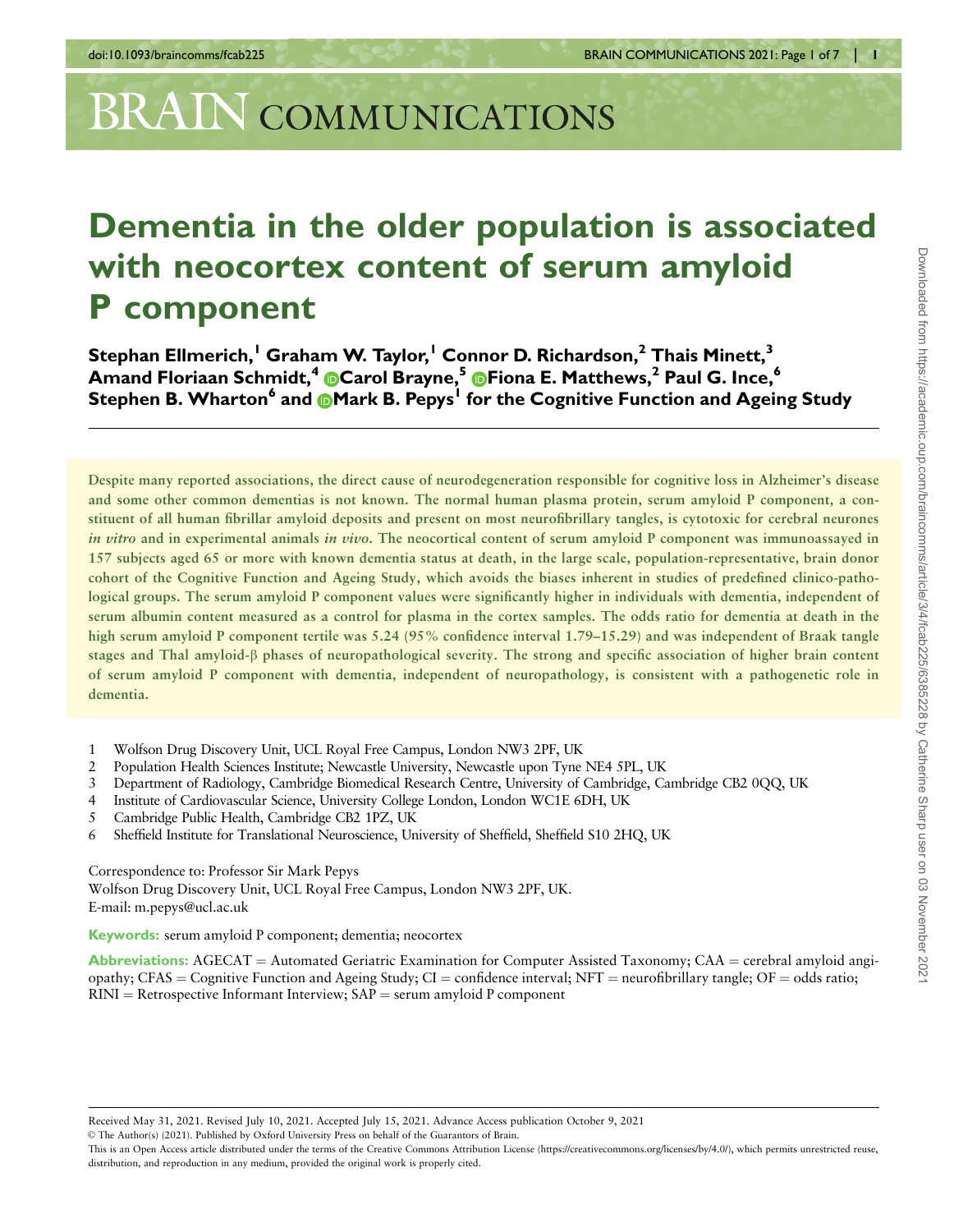# Dementia in the older population is associated with neocortex content of serum amyloid P component

**Stephan Ellmerich,[1] Graham W. Taylor,[1] Connor D. Richardson,[2] Thais Minett,[3] Amand Floriaan Schmidt,[4] Carol Brayne,[5] Fiona E. Matthews,[2] Paul G. Ince,[6] Stephen B. Wharton[6] and Mark B. Pepys[1] for the Cognitive Function and Ageing Study**

**Despite many reported associations, the direct cause of neurodegeneration responsible for cognitive loss in Alzheimer's disease and some other common dementias is not known. The normal human plasma protein, serum amyloid P component, a constituent of all human fibrillar amyloid deposits and present on most neurofibrillary tangles, is cytotoxic for cerebral neurones *in vitro* and in experimental animals *in vivo*. The neocortical content of serum amyloid P component was immunoassayed in 157 subjects aged 65 or more with known dementia status at death, in the large scale, population-representative, brain donor cohort of the Cognitive Function and Ageing Study, which avoids the biases inherent in studies of predefined clinico-pathological groups. The serum amyloid P component values were significantly higher in individuals with dementia, independent of serum albumin content measured as a control for plasma in the cortex samples. The odds ratio for dementia at death in the high serum amyloid P component tertile was 5.24 (95% confidence interval 1.79–15.29) and was independent of Braak tangle stages and Thal amyloid-β phases of neuropathological severity. The strong and specific association of higher brain content of serum amyloid P component with dementia, independent of neuropathology, is consistent with a pathogenetic role in dementia.**

1. Wolfson Drug Discovery Unit, UCL Royal Free Campus, London NW3 2PF, UK
2. Population Health Sciences Institute; Newcastle University, Newcastle upon Tyne NE4 5PL, UK
3. Department of Radiology, Cambridge Biomedical Research Centre, University of Cambridge, Cambridge CB2 0QQ, UK
4. Institute of Cardiovascular Science, University College London, London WC1E 6DH, UK
5. Cambridge Public Health, Cambridge CB2 1PZ, UK
6. Sheffield Institute for Translational Neuroscience, University of Sheffield, Sheffield S10 2HQ, UK

Correspondence to: Professor Sir Mark Pepys
Wolfson Drug Discovery Unit, UCL Royal Free Campus, London NW3 2PF, UK.
E-mail: m.pepys@ucl.ac.uk

**Keywords:** serum amyloid P component; dementia; neocortex

**Abbreviations:** AGECAT = Automated Geriatric Examination for Computer Assisted Taxonomy; CAA = cerebral amyloid angiopathy; CFAS = Cognitive Function and Ageing Study; CI = confidence interval; NFT = neurofibrillary tangle; OF = odds ratio; RINI = Retrospective Informant Interview; SAP = serum amyloid P component

Received May 31, 2021. Revised July 10, 2021. Accepted July 15, 2021. Advance Access publication October 9, 2021
© The Author(s) (2021). Published by Oxford University Press on behalf of the Guarantors of Brain.
This is an Open Access article distributed under the terms of the Creative Commons Attribution License (https://creativecommons.org/licenses/by/4.0/), which permits unrestricted reuse, distribution, and reproduction in any medium, provided the original work is properly cited.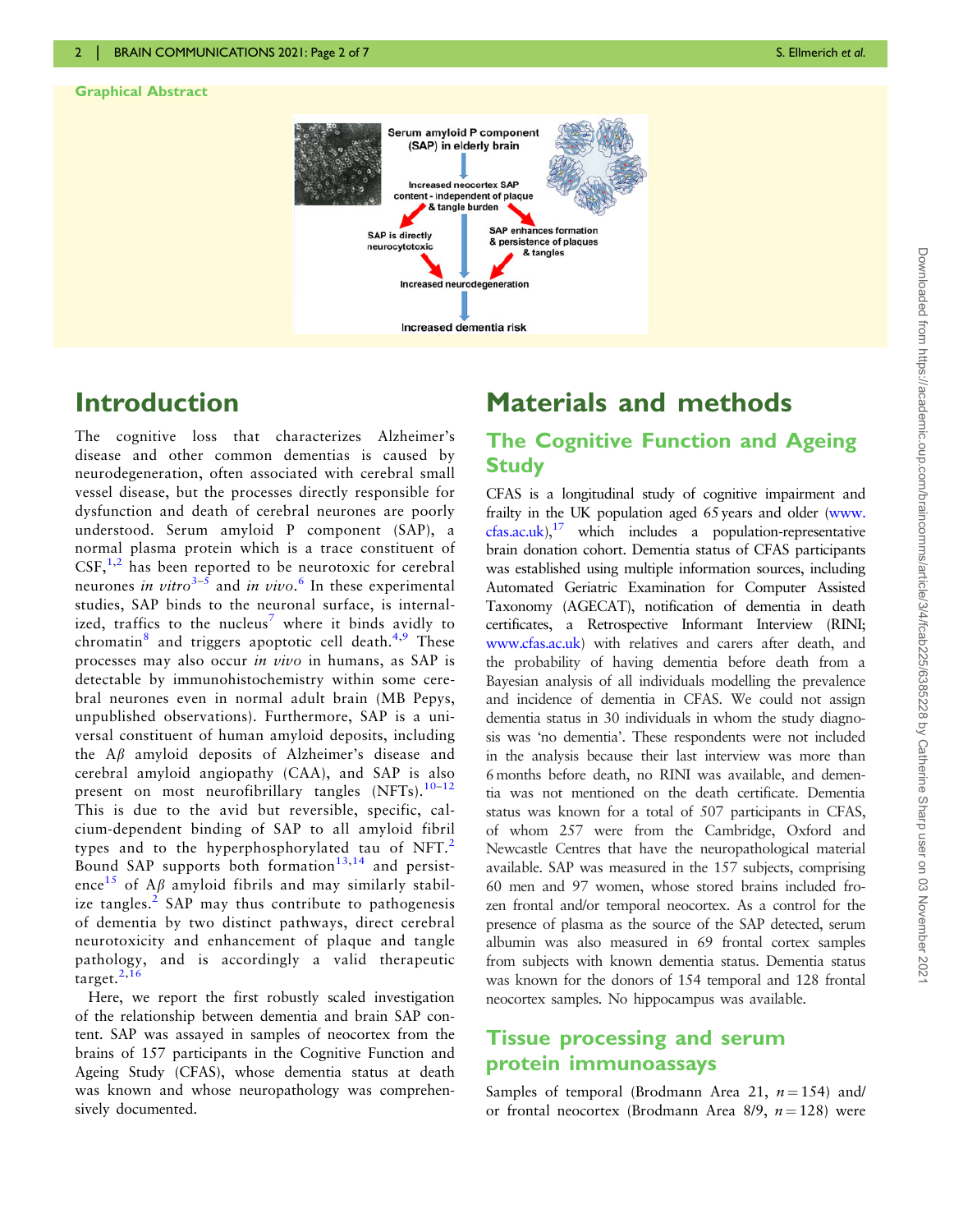Graphical Abstract

Serum amyloid P component (SAP) in elderly brain

Increased neocortex SAP content - independent of plaque & tangle burden

SAP is directly neurocytotoxic

SAP enhances formation & persistence of plaques & tangles

Increased neurodegeneration

Increased dementia risk

# Introduction

The cognitive loss that characterizes Alzheimer's disease and other common dementias is caused by neurodegeneration, often associated with cerebral small vessel disease, but the processes directly responsible for dysfunction and death of cerebral neurones are poorly understood. Serum amyloid P component (SAP), a normal plasma protein which is a trace constituent of CSF,[1,2] has been reported to be neurotoxic for cerebral neurones *in vitro*[3–5] and *in vivo*.[6] In these experimental studies, SAP binds to the neuronal surface, is internalized, traffics to the nucleus[7] where it binds avidly to chromatin[8] and triggers apoptotic cell death.[4,9] These processes may also occur *in vivo* in humans, as SAP is detectable by immunohistochemistry within some cerebral neurones even in normal adult brain (MB Pepys, unpublished observations). Furthermore, SAP is a universal constituent of human amyloid deposits, including the Aβ amyloid deposits of Alzheimer's disease and cerebral amyloid angiopathy (CAA), and SAP is also present on most neurofibrillary tangles (NFTs).[10–12] This is due to the avid but reversible, specific, calcium-dependent binding of SAP to all amyloid fibril types and to the hyperphosphorylated tau of NFT.[2] Bound SAP supports both formation[13,14] and persistence[15] of Aβ amyloid fibrils and may similarly stabilize tangles.[2] SAP may thus contribute to pathogenesis of dementia by two distinct pathways, direct cerebral neurotoxicity and enhancement of plaque and tangle pathology, and is accordingly a valid therapeutic target.[2,16]

Here, we report the first robustly scaled investigation of the relationship between dementia and brain SAP content. SAP was assayed in samples of neocortex from the brains of 157 participants in the Cognitive Function and Ageing Study (CFAS), whose dementia status at death was known and whose neuropathology was comprehensively documented.

# Materials and methods

## The Cognitive Function and Ageing Study

CFAS is a longitudinal study of cognitive impairment and frailty in the UK population aged 65 years and older (www.cfas.ac.uk),[17] which includes a population-representative brain donation cohort. Dementia status of CFAS participants was established using multiple information sources, including Automated Geriatric Examination for Computer Assisted Taxonomy (AGECAT), notification of dementia in death certificates, a Retrospective Informant Interview (RINI; www.cfas.ac.uk) with relatives and carers after death, and the probability of having dementia before death from a Bayesian analysis of all individuals modelling the prevalence and incidence of dementia in CFAS. We could not assign dementia status in 30 individuals in whom the study diagnosis was 'no dementia'. These respondents were not included in the analysis because their last interview was more than 6 months before death, no RINI was available, and dementia was not mentioned on the death certificate. Dementia status was known for a total of 507 participants in CFAS, of whom 257 were from the Cambridge, Oxford and Newcastle Centres that have the neuropathological material available. SAP was measured in the 157 subjects, comprising 60 men and 97 women, whose stored brains included frozen frontal and/or temporal neocortex. As a control for the presence of plasma as the source of the SAP detected, serum albumin was also measured in 69 frontal cortex samples from subjects with known dementia status. Dementia status was known for the donors of 154 temporal and 128 frontal neocortex samples. No hippocampus was available.

## Tissue processing and serum protein immunoassays

Samples of temporal (Brodmann Area 21, $n = 154$) and/or frontal neocortex (Brodmann Area 8/9, $n = 128$) were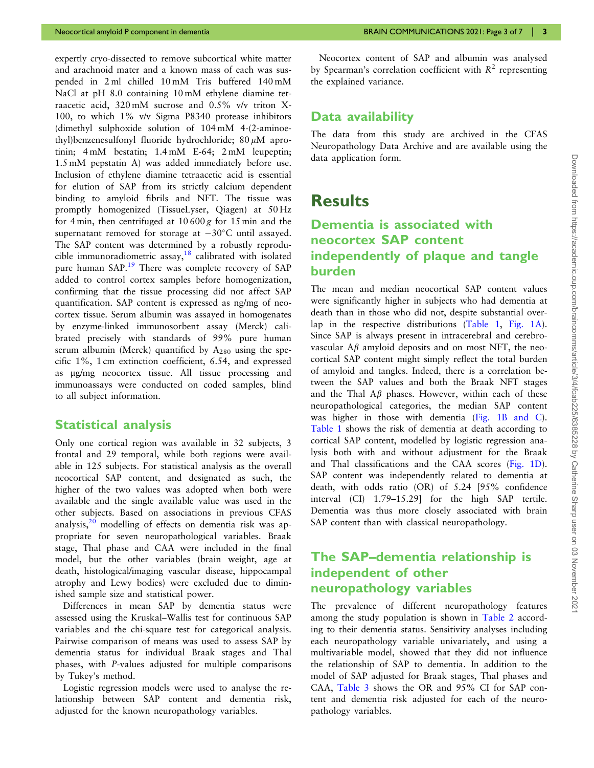expertly cryo-dissected to remove subcortical white matter and arachnoid mater and a known mass of each was suspended in 2 ml chilled 10 mM Tris buffered 140 mM NaCl at pH 8.0 containing 10 mM ethylene diamine tetraacetic acid, 320 mM sucrose and 0.5% v/v triton X-100, to which 1% v/v Sigma P8340 protease inhibitors (dimethyl sulphoxide solution of 104 mM 4-(2-aminoethyl)benzenesulfonyl fluoride hydrochloride; 80 $\mu$M aprotinin; 4 mM bestatin; 1.4 mM E-64; 2 mM leupeptin; 1.5 mM pepstatin A) was added immediately before use. Inclusion of ethylene diamine tetraacetic acid is essential for elution of SAP from its strictly calcium dependent binding to amyloid fibrils and NFT. The tissue was promptly homogenized (TissueLyser, Qiagen) at 50 Hz for 4 min, then centrifuged at 10 600 $g$ for 15 min and the supernatant removed for storage at $-30^{\circ}$C until assayed. The SAP content was determined by a robustly reproducible immunoradiometric assay,[18] calibrated with isolated pure human SAP.[19] There was complete recovery of SAP added to control cortex samples before homogenization, confirming that the tissue processing did not affect SAP quantification. SAP content is expressed as ng/mg of neocortex tissue. Serum albumin was assayed in homogenates by enzyme-linked immunosorbent assay (Merck) calibrated precisely with standards of 99% pure human serum albumin (Merck) quantified by $A_{280}$ using the specific 1%, 1 cm extinction coefficient, 6.54, and expressed as µg/mg neocortex tissue. All tissue processing and immunoassays were conducted on coded samples, blind to all subject information.

## Statistical analysis

Only one cortical region was available in 32 subjects, 3 frontal and 29 temporal, while both regions were available in 125 subjects. For statistical analysis as the overall neocortical SAP content, and designated as such, the higher of the two values was adopted when both were available and the single available value was used in the other subjects. Based on associations in previous CFAS analysis,[20] modelling of effects on dementia risk was appropriate for seven neuropathological variables. Braak stage, Thal phase and CAA were included in the final model, but the other variables (brain weight, age at death, histological/imaging vascular disease, hippocampal atrophy and Lewy bodies) were excluded due to diminished sample size and statistical power.

Differences in mean SAP by dementia status were assessed using the Kruskal–Wallis test for continuous SAP variables and the chi-square test for categorical analysis. Pairwise comparison of means was used to assess SAP by dementia status for individual Braak stages and Thal phases, with $P$-values adjusted for multiple comparisons by Tukey's method.

Logistic regression models were used to analyse the relationship between SAP content and dementia risk, adjusted for the known neuropathology variables.

Neocortex content of SAP and albumin was analysed by Spearman's correlation coefficient with $R^2$ representing the explained variance.

## Data availability

The data from this study are archived in the CFAS Neuropathology Data Archive and are available using the data application form.

# Results

## Dementia is associated with neocortex SAP content independently of plaque and tangle burden

The mean and median neocortical SAP content values were significantly higher in subjects who had dementia at death than in those who did not, despite substantial overlap in the respective distributions (Table 1, Fig. 1A). Since SAP is always present in intracerebral and cerebrovascular A$\beta$ amyloid deposits and on most NFT, the neocortical SAP content might simply reflect the total burden of amyloid and tangles. Indeed, there is a correlation between the SAP values and both the Braak NFT stages and the Thal A$\beta$ phases. However, within each of these neuropathological categories, the median SAP content was higher in those with dementia (Fig. 1B and C). Table 1 shows the risk of dementia at death according to cortical SAP content, modelled by logistic regression analysis both with and without adjustment for the Braak and Thal classifications and the CAA scores (Fig. 1D). SAP content was independently related to dementia at death, with odds ratio (OR) of 5.24 [95% confidence interval (CI) 1.79–15.29] for the high SAP tertile. Dementia was thus more closely associated with brain SAP content than with classical neuropathology.

## The SAP–dementia relationship is independent of other neuropathology variables

The prevalence of different neuropathology features among the study population is shown in Table 2 according to their dementia status. Sensitivity analyses including each neuropathology variable univariately, and using a multivariable model, showed that they did not influence the relationship of SAP to dementia. In addition to the model of SAP adjusted for Braak stages, Thal phases and CAA, Table 3 shows the OR and 95% CI for SAP content and dementia risk adjusted for each of the neuropathology variables.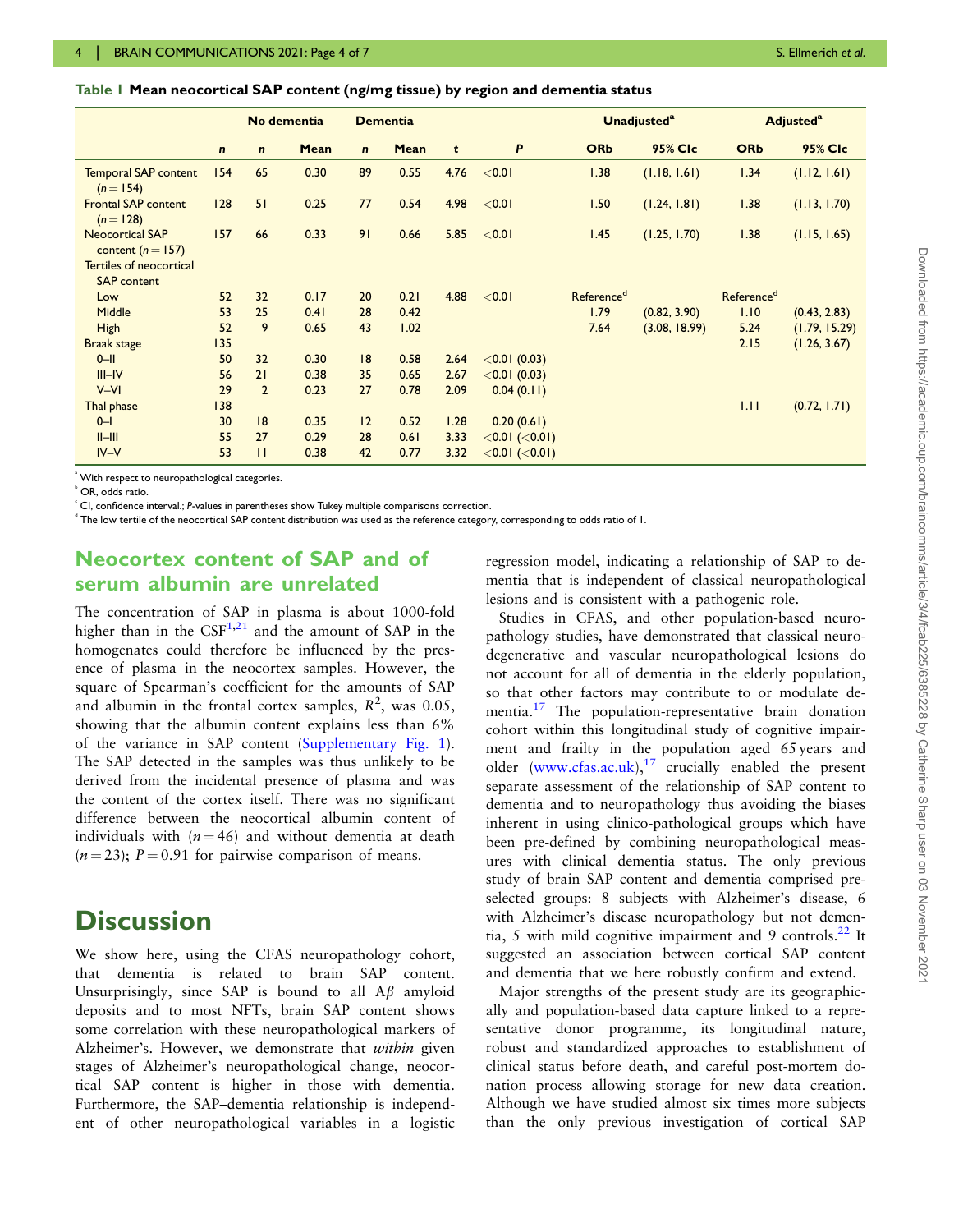**Table 1 Mean neocortical SAP content (ng/mg tissue) by region and dementia status**

| | | No dementia | | Dementia | | | | Unadjusted[a] | | Adjusted[a] | |
|---|---|---|---|---|---|---|---|---|---|---|---|
| | *n* | *n* | Mean | *n* | Mean | *t* | *P* | ORb | 95% CIc | ORb | 95% CIc |
| Temporal SAP content ($n = 154$) | 154 | 65 | 0.30 | 89 | 0.55 | 4.76 | <0.01 | 1.38 | (1.18, 1.61) | 1.34 | (1.12, 1.61) |
| Frontal SAP content ($n = 128$) | 128 | 51 | 0.25 | 77 | 0.54 | 4.98 | <0.01 | 1.50 | (1.24, 1.81) | 1.38 | (1.13, 1.70) |
| Neocortical SAP content ($n = 157$) | 157 | 66 | 0.33 | 91 | 0.66 | 5.85 | <0.01 | 1.45 | (1.25, 1.70) | 1.38 | (1.15, 1.65) |
| Tertiles of neocortical SAP content | | | | | | | | | | | |
| Low | 52 | 32 | 0.17 | 20 | 0.21 | 4.88 | <0.01 | Reference[d] | | Reference[d] | |
| Middle | 53 | 25 | 0.41 | 28 | 0.42 | | | 1.79 | (0.82, 3.90) | 1.10 | (0.43, 2.83) |
| High | 52 | 9 | 0.65 | 43 | 1.02 | | | 7.64 | (3.08, 18.99) | 5.24 | (1.79, 15.29) |
| Braak stage | 135 | | | | | | | | | 2.15 | (1.26, 3.67) |
| 0–II | 50 | 32 | 0.30 | 18 | 0.58 | 2.64 | <0.01 (0.03) | | | | |
| III–IV | 56 | 21 | 0.38 | 35 | 0.65 | 2.67 | <0.01 (0.03) | | | | |
| V–VI | 29 | 2 | 0.23 | 27 | 0.78 | 2.09 | 0.04 (0.11) | | | | |
| Thal phase | 138 | | | | | | | | | 1.11 | (0.72, 1.71) |
| 0–I | 30 | 18 | 0.35 | 12 | 0.52 | 1.28 | 0.20 (0.61) | | | | |
| II–III | 55 | 27 | 0.29 | 28 | 0.61 | 3.33 | <0.01 (<0.01) | | | | |
| IV–V | 53 | 11 | 0.38 | 42 | 0.77 | 3.32 | <0.01 (<0.01) | | | | |

[a] With respect to neuropathological categories.
[b] OR, odds ratio.
[c] CI, confidence interval.; *P*-values in parentheses show Tukey multiple comparisons correction.
[d] The low tertile of the neocortical SAP content distribution was used as the reference category, corresponding to odds ratio of 1.

## Neocortex content of SAP and of serum albumin are unrelated

The concentration of SAP in plasma is about 1000-fold higher than in the CSF[1,21] and the amount of SAP in the homogenates could therefore be influenced by the presence of plasma in the neocortex samples. However, the square of Spearman's coefficient for the amounts of SAP and albumin in the frontal cortex samples, $R^2$, was 0.05, showing that the albumin content explains less than 6% of the variance in SAP content (Supplementary Fig. 1). The SAP detected in the samples was thus unlikely to be derived from the incidental presence of plasma and was the content of the cortex itself. There was no significant difference between the neocortical albumin content of individuals with ($n = 46$) and without dementia at death ($n = 23$); $P = 0.91$ for pairwise comparison of means.

# Discussion

We show here, using the CFAS neuropathology cohort, that dementia is related to brain SAP content. Unsurprisingly, since SAP is bound to all A$\beta$ amyloid deposits and to most NFTs, brain SAP content shows some correlation with these neuropathological markers of Alzheimer's. However, we demonstrate that *within* given stages of Alzheimer's neuropathological change, neocortical SAP content is higher in those with dementia. Furthermore, the SAP–dementia relationship is independent of other neuropathological variables in a logistic regression model, indicating a relationship of SAP to dementia that is independent of classical neuropathological lesions and is consistent with a pathogenic role.

Studies in CFAS, and other population-based neuropathology studies, have demonstrated that classical neurodegenerative and vascular neuropathological lesions do not account for all of dementia in the elderly population, so that other factors may contribute to or modulate dementia.[17] The population-representative brain donation cohort within this longitudinal study of cognitive impairment and frailty in the population aged 65 years and older (www.cfas.ac.uk),[17] crucially enabled the present separate assessment of the relationship of SAP content to dementia and to neuropathology thus avoiding the biases inherent in using clinico-pathological groups which have been pre-defined by combining neuropathological measures with clinical dementia status. The only previous study of brain SAP content and dementia comprised preselected groups: 8 subjects with Alzheimer's disease, 6 with Alzheimer's disease neuropathology but not dementia, 5 with mild cognitive impairment and 9 controls.[22] It suggested an association between cortical SAP content and dementia that we here robustly confirm and extend.

Major strengths of the present study are its geographically and population-based data capture linked to a representative donor programme, its longitudinal nature, robust and standardized approaches to establishment of clinical status before death, and careful post-mortem donation process allowing storage for new data creation. Although we have studied almost six times more subjects than the only previous investigation of cortical SAP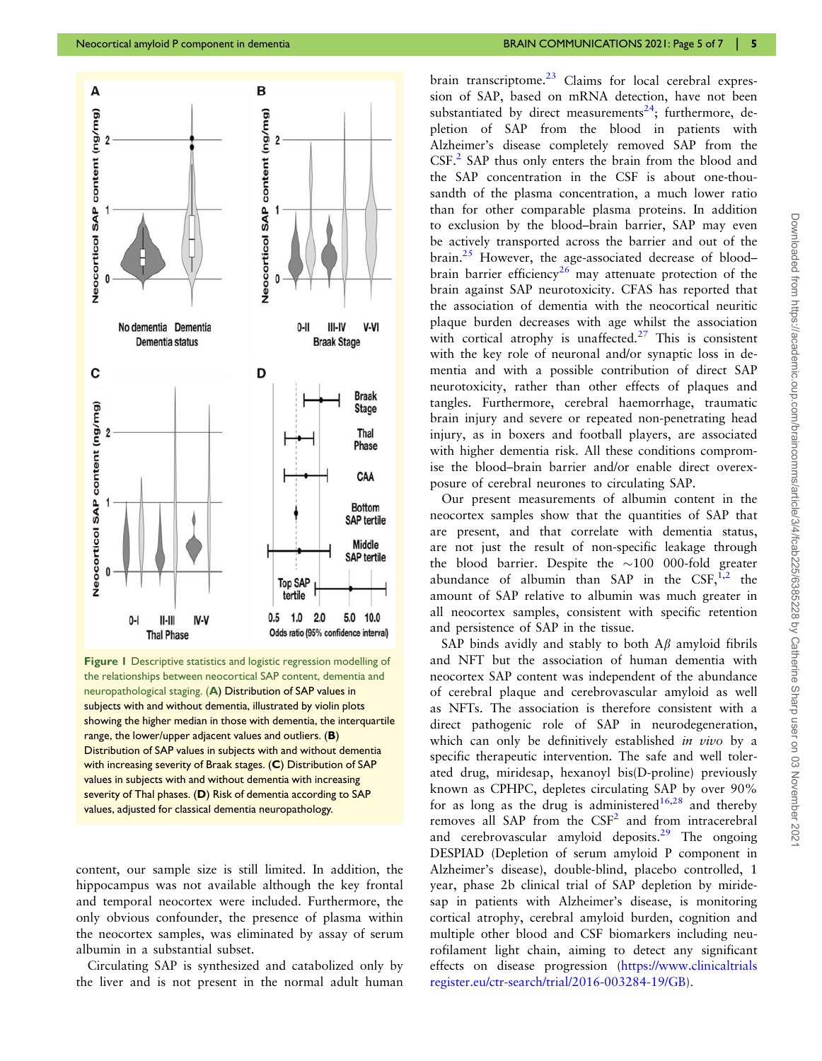Figure 1 Descriptive statistics and logistic regression modelling of the relationships between neocortical SAP content, dementia and neuropathological staging. (**A**) Distribution of SAP values in subjects with and without dementia, illustrated by violin plots showing the higher median in those with dementia, the interquartile range, the lower/upper adjacent values and outliers. (**B**) Distribution of SAP values in subjects with and without dementia with increasing severity of Braak stages. (**C**) Distribution of SAP values in subjects with and without dementia with increasing severity of Thal phases. (**D**) Risk of dementia according to SAP values, adjusted for classical dementia neuropathology.

content, our sample size is still limited. In addition, the hippocampus was not available although the key frontal and temporal neocortex were included. Furthermore, the only obvious confounder, the presence of plasma within the neocortex samples, was eliminated by assay of serum albumin in a substantial subset.

Circulating SAP is synthesized and catabolized only by the liver and is not present in the normal adult human brain transcriptome.[23] Claims for local cerebral expression of SAP, based on mRNA detection, have not been substantiated by direct measurements[24]; furthermore, depletion of SAP from the blood in patients with Alzheimer's disease completely removed SAP from the CSF.[2] SAP thus only enters the brain from the blood and the SAP concentration in the CSF is about one-thousandth of the plasma concentration, a much lower ratio than for other comparable plasma proteins. In addition to exclusion by the blood–brain barrier, SAP may even be actively transported across the barrier and out of the brain.[25] However, the age-associated decrease of blood–brain barrier efficiency[26] may attenuate protection of the brain against SAP neurotoxicity. CFAS has reported that the association of dementia with the neocortical neuritic plaque burden decreases with age whilst the association with cortical atrophy is unaffected.[27] This is consistent with the key role of neuronal and/or synaptic loss in dementia and with a possible contribution of direct SAP neurotoxicity, rather than other effects of plaques and tangles. Furthermore, cerebral haemorrhage, traumatic brain injury and severe or repeated non-penetrating head injury, as in boxers and football players, are associated with higher dementia risk. All these conditions compromise the blood–brain barrier and/or enable direct overexposure of cerebral neurones to circulating SAP.

Our present measurements of albumin content in the neocortex samples show that the quantities of SAP that are present, and that correlate with dementia status, are not just the result of non-specific leakage through the blood barrier. Despite the ~100 000-fold greater abundance of albumin than SAP in the CSF,[1,2] the amount of SAP relative to albumin was much greater in all neocortex samples, consistent with specific retention and persistence of SAP in the tissue.

SAP binds avidly and stably to both A$\beta$ amyloid fibrils and NFT but the association of human dementia with neocortex SAP content was independent of the abundance of cerebral plaque and cerebrovascular amyloid as well as NFTs. The association is therefore consistent with a direct pathogenic role of SAP in neurodegeneration, which can only be definitively established *in vivo* by a specific therapeutic intervention. The safe and well tolerated drug, miridesap, hexanoyl bis(D-proline) previously known as CPHPC, depletes circulating SAP by over 90% for as long as the drug is administered[16,28] and thereby removes all SAP from the CSF[2] and from intracerebral and cerebrovascular amyloid deposits.[29] The ongoing DESPIAD (Depletion of serum amyloid P component in Alzheimer's disease), double-blind, placebo controlled, 1 year, phase 2b clinical trial of SAP depletion by miridesap in patients with Alzheimer's disease, is monitoring cortical atrophy, cerebral amyloid burden, cognition and multiple other blood and CSF biomarkers including neurofilament light chain, aiming to detect any significant effects on disease progression (https://www.clinicaltrialsregister.eu/ctr-search/trial/2016-003284-19/GB).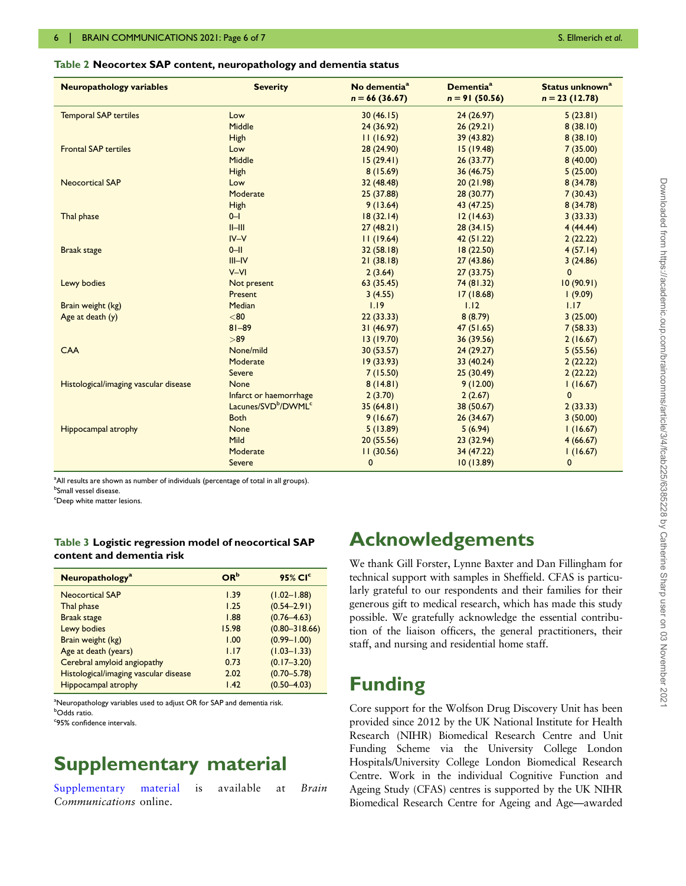**Table 2 Neocortex SAP content, neuropathology and dementia status**

| Neuropathology variables | Severity | No dementia[a] n = 66 (36.67) | Dementia[a] n = 91 (50.56) | Status unknown[a] n = 23 (12.78) |
|---|---|---|---|---|
| Temporal SAP tertiles | Low | 30 (46.15) | 24 (26.97) | 5 (23.81) |
| | Middle | 24 (36.92) | 26 (29.21) | 8 (38.10) |
| | High | 11 (16.92) | 39 (43.82) | 8 (38.10) |
| Frontal SAP tertiles | Low | 28 (24.90) | 15 (19.48) | 7 (35.00) |
| | Middle | 15 (29.41) | 26 (33.77) | 8 (40.00) |
| | High | 8 (15.69) | 36 (46.75) | 5 (25.00) |
| Neocortical SAP | Low | 32 (48.48) | 20 (21.98) | 8 (34.78) |
| | Moderate | 25 (37.88) | 28 (30.77) | 7 (30.43) |
| | High | 9 (13.64) | 43 (47.25) | 8 (34.78) |
| Thal phase | 0–I | 18 (32.14) | 12 (14.63) | 3 (33.33) |
| | II–III | 27 (48.21) | 28 (34.15) | 4 (44.44) |
| | IV–V | 11 (19.64) | 42 (51.22) | 2 (22.22) |
| Braak stage | 0–II | 32 (58.18) | 18 (22.50) | 4 (57.14) |
| | III–IV | 21 (38.18) | 27 (43.86) | 3 (24.86) |
| | V–VI | 2 (3.64) | 27 (33.75) | 0 |
| Lewy bodies | Not present | 63 (35.45) | 74 (81.32) | 10 (90.91) |
| | Present | 3 (4.55) | 17 (18.68) | 1 (9.09) |
| Brain weight (kg) | Median | 1.19 | 1.12 | 1.17 |
| Age at death (y) | <80 | 22 (33.33) | 8 (8.79) | 3 (25.00) |
| | 81–89 | 31 (46.97) | 47 (51.65) | 7 (58.33) |
| | >89 | 13 (19.70) | 36 (39.56) | 2 (16.67) |
| CAA | None/mild | 30 (53.57) | 24 (29.27) | 5 (55.56) |
| | Moderate | 19 (33.93) | 33 (40.24) | 2 (22.22) |
| | Severe | 7 (15.50) | 25 (30.49) | 2 (22.22) |
| Histological/imaging vascular disease | None | 8 (14.81) | 9 (12.00) | 1 (16.67) |
| | Infarct or haemorrhage | 2 (3.70) | 2 (2.67) | 0 |
| | Lacunes/SVD[b]/DWML[c] | 35 (64.81) | 38 (50.67) | 2 (33.33) |
| | Both | 9 (16.67) | 26 (34.67) | 3 (50.00) |
| Hippocampal atrophy | None | 5 (13.89) | 5 (6.94) | 1 (16.67) |
| | Mild | 20 (55.56) | 23 (32.94) | 4 (66.67) |
| | Moderate | 11 (30.56) | 34 (47.22) | 1 (16.67) |
| | Severe | 0 | 10 (13.89) | 0 |

[a]All results are shown as number of individuals (percentage of total in all groups).
[b]Small vessel disease.
[c]Deep white matter lesions.

**Table 3 Logistic regression model of neocortical SAP content and dementia risk**

| Neuropathology[a] | OR[b] | 95% CI[c] |
|---|---|---|
| Neocortical SAP | 1.39 | (1.02–1.88) |
| Thal phase | 1.25 | (0.54–2.91) |
| Braak stage | 1.88 | (0.76–4.63) |
| Lewy bodies | 15.98 | (0.80–318.66) |
| Brain weight (kg) | 1.00 | (0.99–1.00) |
| Age at death (years) | 1.17 | (1.03–1.33) |
| Cerebral amyloid angiopathy | 0.73 | (0.17–3.20) |
| Histological/imaging vascular disease | 2.02 | (0.70–5.78) |
| Hippocampal atrophy | 1.42 | (0.50–4.03) |

[a]Neuropathology variables used to adjust OR for SAP and dementia risk.
[b]Odds ratio.
[c]95% confidence intervals.

# Supplementary material

Supplementary material is available at *Brain Communications* online.

# Acknowledgements

We thank Gill Forster, Lynne Baxter and Dan Fillingham for technical support with samples in Sheffield. CFAS is particularly grateful to our respondents and their families for their generous gift to medical research, which has made this study possible. We gratefully acknowledge the essential contribution of the liaison officers, the general practitioners, their staff, and nursing and residential home staff.

# Funding

Core support for the Wolfson Drug Discovery Unit has been provided since 2012 by the UK National Institute for Health Research (NIHR) Biomedical Research Centre and Unit Funding Scheme via the University College London Hospitals/University College London Biomedical Research Centre. Work in the individual Cognitive Function and Ageing Study (CFAS) centres is supported by the UK NIHR Biomedical Research Centre for Ageing and Age—awarded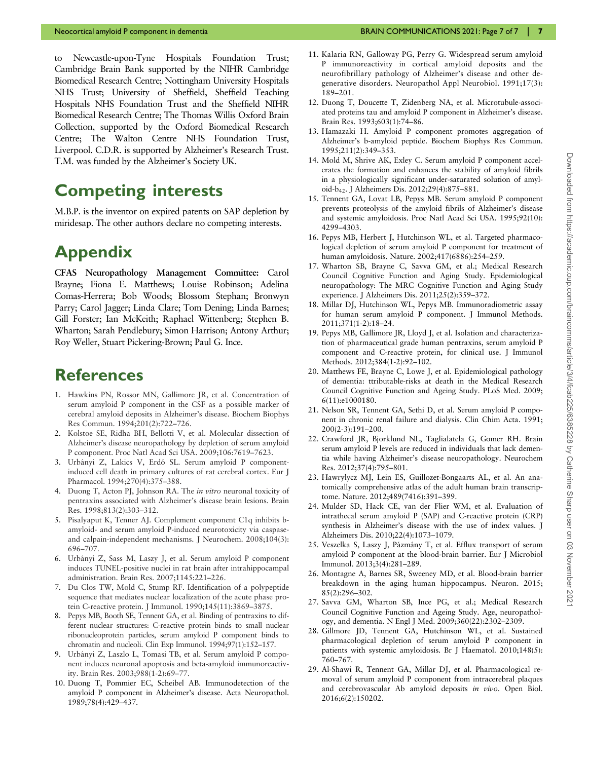to Newcastle-upon-Tyne Hospitals Foundation Trust; Cambridge Brain Bank supported by the NIHR Cambridge Biomedical Research Centre; Nottingham University Hospitals NHS Trust; University of Sheffield, Sheffield Teaching Hospitals NHS Foundation Trust and the Sheffield NIHR Biomedical Research Centre; The Thomas Willis Oxford Brain Collection, supported by the Oxford Biomedical Research Centre; The Walton Centre NHS Foundation Trust, Liverpool. C.D.R. is supported by Alzheimer's Research Trust. T.M. was funded by the Alzheimer's Society UK.

# Competing interests

M.B.P. is the inventor on expired patents on SAP depletion by miridesap. The other authors declare no competing interests.

# Appendix

**CFAS Neuropathology Management Committee:** Carol Brayne; Fiona E. Matthews; Louise Robinson; Adelina Comas-Herrera; Bob Woods; Blossom Stephan; Bronwyn Parry; Carol Jagger; Linda Clare; Tom Dening; Linda Barnes; Gill Forster; Ian McKeith; Raphael Wittenberg; Stephen B. Wharton; Sarah Pendlebury; Simon Harrison; Antony Arthur; Roy Weller, Stuart Pickering-Brown; Paul G. Ince.

# References

1. Hawkins PN, Rossor MN, Gallimore JR, et al. Concentration of serum amyloid P component in the CSF as a possible marker of cerebral amyloid deposits in Alzheimer's disease. Biochem Biophys Res Commun. 1994;201(2):722–726.
2. Kolstoe SE, Ridha BH, Bellotti V, et al. Molecular dissection of Alzheimer's disease neuropathology by depletion of serum amyloid P component. Proc Natl Acad Sci USA. 2009;106:7619–7623.
3. Urbányi Z, Lakics V, Erdó SL. Serum amyloid P component-induced cell death in primary cultures of rat cerebral cortex. Eur J Pharmacol. 1994;270(4):375–388.
4. Duong T, Acton PJ, Johnson RA. The *in vitro* neuronal toxicity of pentraxins associated with Alzheimer's disease brain lesions. Brain Res. 1998;813(2):303–312.
5. Pisalyaput K, Tenner AJ. Complement component C1q inhibits b-amyloid- and serum amyloid P-induced neurotoxicity via caspase- and calpain-independent mechanisms. J Neurochem. 2008;104(3): 696–707.
6. Urbányi Z, Sass M, Laszy J, et al. Serum amyloid P component induces TUNEL-positive nuclei in rat brain after intrahippocampal administration. Brain Res. 2007;1145:221–226.
7. Du Clos TW, Mold C, Stump RF. Identification of a polypeptide sequence that mediates nuclear localization of the acute phase protein C-reactive protein. J Immunol. 1990;145(11):3869–3875.
8. Pepys MB, Booth SE, Tennent GA, et al. Binding of pentraxins to different nuclear structures: C-reactive protein binds to small nuclear ribonucleoprotein particles, serum amyloid P component binds to chromatin and nucleoli. Clin Exp Immunol. 1994;97(1):152–157.
9. Urbányi Z, Laszlo L, Tomasi TB, et al. Serum amyloid P component induces neuronal apoptosis and beta-amyloid immunoreactivity. Brain Res. 2003;988(1-2):69–77.
10. Duong T, Pommier EC, Scheibel AB. Immunodetection of the amyloid P component in Alzheimer's disease. Acta Neuropathol. 1989;78(4):429–437.
11. Kalaria RN, Galloway PG, Perry G. Widespread serum amyloid P immunoreactivity in cortical amyloid deposits and the neurofibrillary pathology of Alzheimer's disease and other degenerative disorders. Neuropathol Appl Neurobiol. 1991;17(3): 189–201.
12. Duong T, Doucette T, Zidenberg NA, et al. Microtubule-associated proteins tau and amyloid P component in Alzheimer's disease. Brain Res. 1993;603(1):74–86.
13. Hamazaki H. Amyloid P component promotes aggregation of Alzheimer's b-amyloid peptide. Biochem Biophys Res Commun. 1995;211(2):349–353.
14. Mold M, Shrive AK, Exley C. Serum amyloid P component accelerates the formation and enhances the stability of amyloid fibrils in a physiologically significant under-saturated solution of amyloid-b$_{42}$. J Alzheimers Dis. 2012;29(4):875–881.
15. Tennent GA, Lovat LB, Pepys MB. Serum amyloid P component prevents proteolysis of the amyloid fibrils of Alzheimer's disease and systemic amyloidosis. Proc Natl Acad Sci USA. 1995;92(10): 4299–4303.
16. Pepys MB, Herbert J, Hutchinson WL, et al. Targeted pharmacological depletion of serum amyloid P component for treatment of human amyloidosis. Nature. 2002;417(6886):254–259.
17. Wharton SB, Brayne C, Savva GM, et al.; Medical Research Council Cognitive Function and Aging Study. Epidemiological neuropathology: The MRC Cognitive Function and Aging Study experience. J Alzheimers Dis. 2011;25(2):359–372.
18. Millar DJ, Hutchinson WL, Pepys MB. Immunoradiometric assay for human serum amyloid P component. J Immunol Methods. 2011;371(1-2):18–24.
19. Pepys MB, Gallimore JR, Lloyd J, et al. Isolation and characterization of pharmaceutical grade human pentraxins, serum amyloid P component and C-reactive protein, for clinical use. J Immunol Methods. 2012;384(1-2):92–102.
20. Matthews FE, Brayne C, Lowe J, et al. Epidemiological pathology of dementia: ttributable-risks at death in the Medical Research Council Cognitive Function and Ageing Study. PLoS Med. 2009; 6(11):e1000180.
21. Nelson SR, Tennent GA, Sethi D, et al. Serum amyloid P component in chronic renal failure and dialysis. Clin Chim Acta. 1991; 200(2-3):191–200.
22. Crawford JR, Bjorklund NL, Taglialatela G, Gomer RH. Brain serum amyloid P levels are reduced in individuals that lack dementia while having Alzheimer's disease neuropathology. Neurochem Res. 2012;37(4):795–801.
23. Hawrylycz MJ, Lein ES, Guillozet-Bongaarts AL, et al. An anatomically comprehensive atlas of the adult human brain transcriptome. Nature. 2012;489(7416):391–399.
24. Mulder SD, Hack CE, van der Flier WM, et al. Evaluation of intrathecal serum amyloid P (SAP) and C-reactive protein (CRP) synthesis in Alzheimer's disease with the use of index values. J Alzheimers Dis. 2010;22(4):1073–1079.
25. Veszelka S, Laszy J, Pázmány T, et al. Efflux transport of serum amyloid P component at the blood-brain barrier. Eur J Microbiol Immunol. 2013;3(4):281–289.
26. Montagne A, Barnes SR, Sweeney MD, et al. Blood-brain barrier breakdown in the aging human hippocampus. Neuron. 2015; 85(2):296–302.
27. Savva GM, Wharton SB, Ince PG, et al.; Medical Research Council Cognitive Function and Ageing Study. Age, neuropathology, and dementia. N Engl J Med. 2009;360(22):2302–2309.
28. Gillmore JD, Tennent GA, Hutchinson WL, et al. Sustained pharmacological depletion of serum amyloid P component in patients with systemic amyloidosis. Br J Haematol. 2010;148(5): 760–767.
29. Al-Shawi R, Tennent GA, Millar DJ, et al. Pharmacological removal of serum amyloid P component from intracerebral plaques and cerebrovascular Ab amyloid deposits *in vivo*. Open Biol. 2016;6(2):150202.